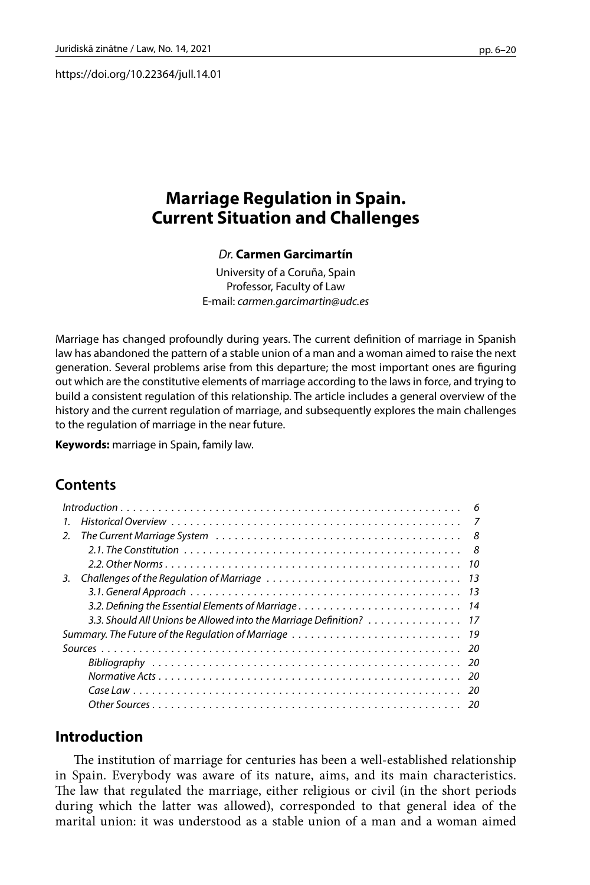https://doi.org/10.22364/jull.14.01

# Marriage Regulation in Spain. Current Situation and Challenges

*Dr.* **Carmen Garcimartín**

University of a Coruña, Spain
Professor, Faculty of Law
E-mail: *carmen.garcimartin@udc.es*

Marriage has changed profoundly during years. The current definition of marriage in Spanish law has abandoned the pattern of a stable union of a man and a woman aimed to raise the next generation. Several problems arise from this departure; the most important ones are figuring out which are the constitutive elements of marriage according to the laws in force, and trying to build a consistent regulation of this relationship. The article includes a general overview of the history and the current regulation of marriage, and subsequently explores the main challenges to the regulation of marriage in the near future.

**Keywords:** marriage in Spain, family law.

## Contents

*Introduction* . . . 6
1. *Historical Overview* . . . 7
2. *The Current Marriage System* . . . 8
   - *2.1. The Constitution* . . . 8
   - *2.2. Other Norms* . . . 10
3. *Challenges of the Regulation of Marriage* . . . 13
   - *3.1. General Approach* . . . 13
   - *3.2. Defining the Essential Elements of Marriage* . . . 14
   - *3.3. Should All Unions be Allowed into the Marriage Definition?* . . . 17

*Summary. The Future of the Regulation of Marriage* . . . 19
*Sources* . . . 20
- *Bibliography* . . . 20
- *Normative Acts* . . . 20
- *Case Law* . . . 20
- *Other Sources* . . . 20

## Introduction

The institution of marriage for centuries has been a well-established relationship in Spain. Everybody was aware of its nature, aims, and its main characteristics. The law that regulated the marriage, either religious or civil (in the short periods during which the latter was allowed), corresponded to that general idea of the marital union: it was understood as a stable union of a man and a woman aimed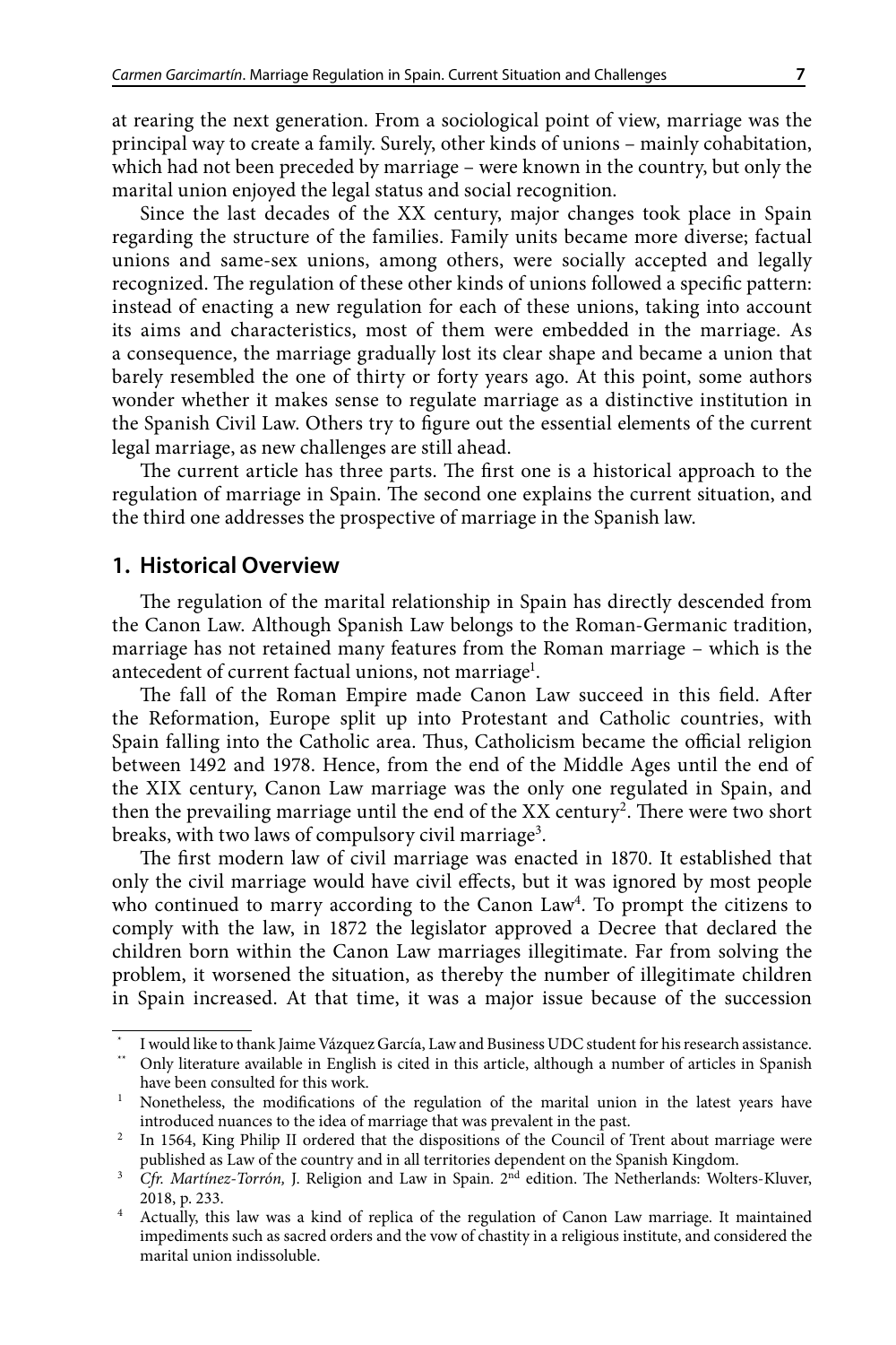at rearing the next generation. From a sociological point of view, marriage was the principal way to create a family. Surely, other kinds of unions – mainly cohabitation, which had not been preceded by marriage – were known in the country, but only the marital union enjoyed the legal status and social recognition.

Since the last decades of the XX century, major changes took place in Spain regarding the structure of the families. Family units became more diverse; factual unions and same-sex unions, among others, were socially accepted and legally recognized. The regulation of these other kinds of unions followed a specific pattern: instead of enacting a new regulation for each of these unions, taking into account its aims and characteristics, most of them were embedded in the marriage. As a consequence, the marriage gradually lost its clear shape and became a union that barely resembled the one of thirty or forty years ago. At this point, some authors wonder whether it makes sense to regulate marriage as a distinctive institution in the Spanish Civil Law. Others try to figure out the essential elements of the current legal marriage, as new challenges are still ahead.

The current article has three parts. The first one is a historical approach to the regulation of marriage in Spain. The second one explains the current situation, and the third one addresses the prospective of marriage in the Spanish law.

## 1. Historical Overview

The regulation of the marital relationship in Spain has directly descended from the Canon Law. Although Spanish Law belongs to the Roman-Germanic tradition, marriage has not retained many features from the Roman marriage – which is the antecedent of current factual unions, not marriage[1].

The fall of the Roman Empire made Canon Law succeed in this field. After the Reformation, Europe split up into Protestant and Catholic countries, with Spain falling into the Catholic area. Thus, Catholicism became the official religion between 1492 and 1978. Hence, from the end of the Middle Ages until the end of the XIX century, Canon Law marriage was the only one regulated in Spain, and then the prevailing marriage until the end of the XX century[2]. There were two short breaks, with two laws of compulsory civil marriage[3].

The first modern law of civil marriage was enacted in 1870. It established that only the civil marriage would have civil effects, but it was ignored by most people who continued to marry according to the Canon Law[4]. To prompt the citizens to comply with the law, in 1872 the legislator approved a Decree that declared the children born within the Canon Law marriages illegitimate. Far from solving the problem, it worsened the situation, as thereby the number of illegitimate children in Spain increased. At that time, it was a major issue because of the succession

---

\* I would like to thank Jaime Vázquez García, Law and Business UDC student for his research assistance.

\*\* Only literature available in English is cited in this article, although a number of articles in Spanish have been consulted for this work.

[1] Nonetheless, the modifications of the regulation of the marital union in the latest years have introduced nuances to the idea of marriage that was prevalent in the past.

[2] In 1564, King Philip II ordered that the dispositions of the Council of Trent about marriage were published as Law of the country and in all territories dependent on the Spanish Kingdom.

[3] *Cfr. Martínez-Torrón,* J. Religion and Law in Spain. 2nd edition. The Netherlands: Wolters-Kluver, 2018, p. 233.

[4] Actually, this law was a kind of replica of the regulation of Canon Law marriage. It maintained impediments such as sacred orders and the vow of chastity in a religious institute, and considered the marital union indissoluble.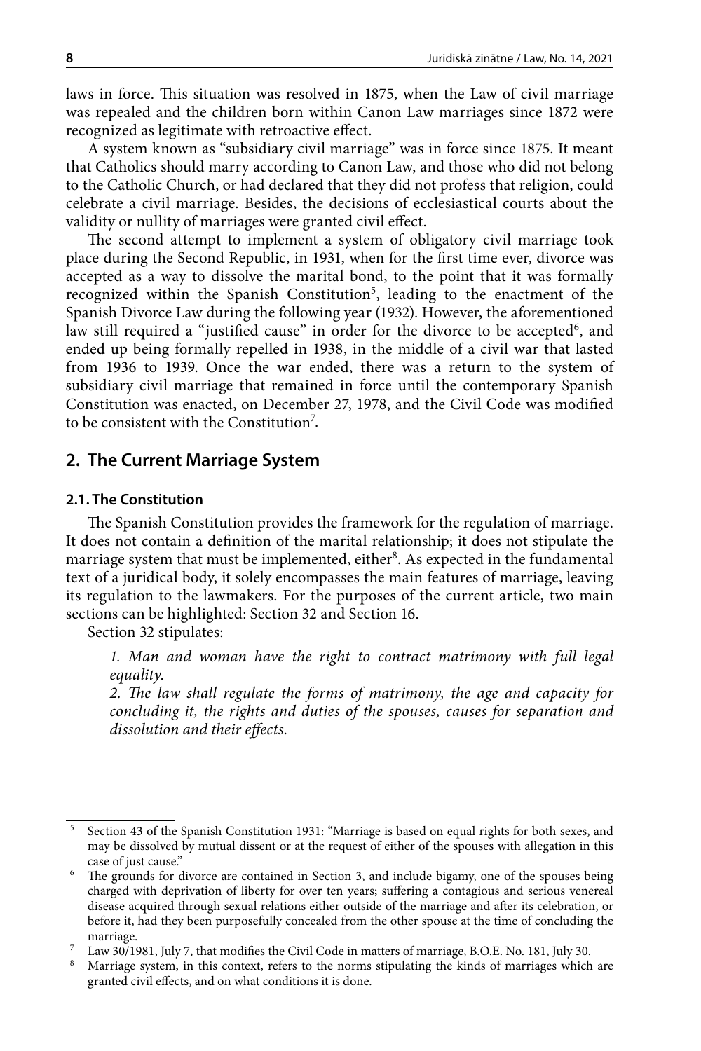laws in force. This situation was resolved in 1875, when the Law of civil marriage was repealed and the children born within Canon Law marriages since 1872 were recognized as legitimate with retroactive effect.

A system known as "subsidiary civil marriage" was in force since 1875. It meant that Catholics should marry according to Canon Law, and those who did not belong to the Catholic Church, or had declared that they did not profess that religion, could celebrate a civil marriage. Besides, the decisions of ecclesiastical courts about the validity or nullity of marriages were granted civil effect.

The second attempt to implement a system of obligatory civil marriage took place during the Second Republic, in 1931, when for the first time ever, divorce was accepted as a way to dissolve the marital bond, to the point that it was formally recognized within the Spanish Constitution[5], leading to the enactment of the Spanish Divorce Law during the following year (1932). However, the aforementioned law still required a "justified cause" in order for the divorce to be accepted[6], and ended up being formally repelled in 1938, in the middle of a civil war that lasted from 1936 to 1939. Once the war ended, there was a return to the system of subsidiary civil marriage that remained in force until the contemporary Spanish Constitution was enacted, on December 27, 1978, and the Civil Code was modified to be consistent with the Constitution[7].

## 2. The Current Marriage System

### 2.1. The Constitution

The Spanish Constitution provides the framework for the regulation of marriage. It does not contain a definition of the marital relationship; it does not stipulate the marriage system that must be implemented, either[8]. As expected in the fundamental text of a juridical body, it solely encompasses the main features of marriage, leaving its regulation to the lawmakers. For the purposes of the current article, two main sections can be highlighted: Section 32 and Section 16.

Section 32 stipulates:

> *1. Man and woman have the right to contract matrimony with full legal equality.*
>
> *2. The law shall regulate the forms of matrimony, the age and capacity for concluding it, the rights and duties of the spouses, causes for separation and dissolution and their effects.*

---

[5] Section 43 of the Spanish Constitution 1931: "Marriage is based on equal rights for both sexes, and may be dissolved by mutual dissent or at the request of either of the spouses with allegation in this case of just cause."

[6] The grounds for divorce are contained in Section 3, and include bigamy, one of the spouses being charged with deprivation of liberty for over ten years; suffering a contagious and serious venereal disease acquired through sexual relations either outside of the marriage and after its celebration, or before it, had they been purposefully concealed from the other spouse at the time of concluding the marriage.

[7] Law 30/1981, July 7, that modifies the Civil Code in matters of marriage, B.O.E. No. 181, July 30.

[8] Marriage system, in this context, refers to the norms stipulating the kinds of marriages which are granted civil effects, and on what conditions it is done.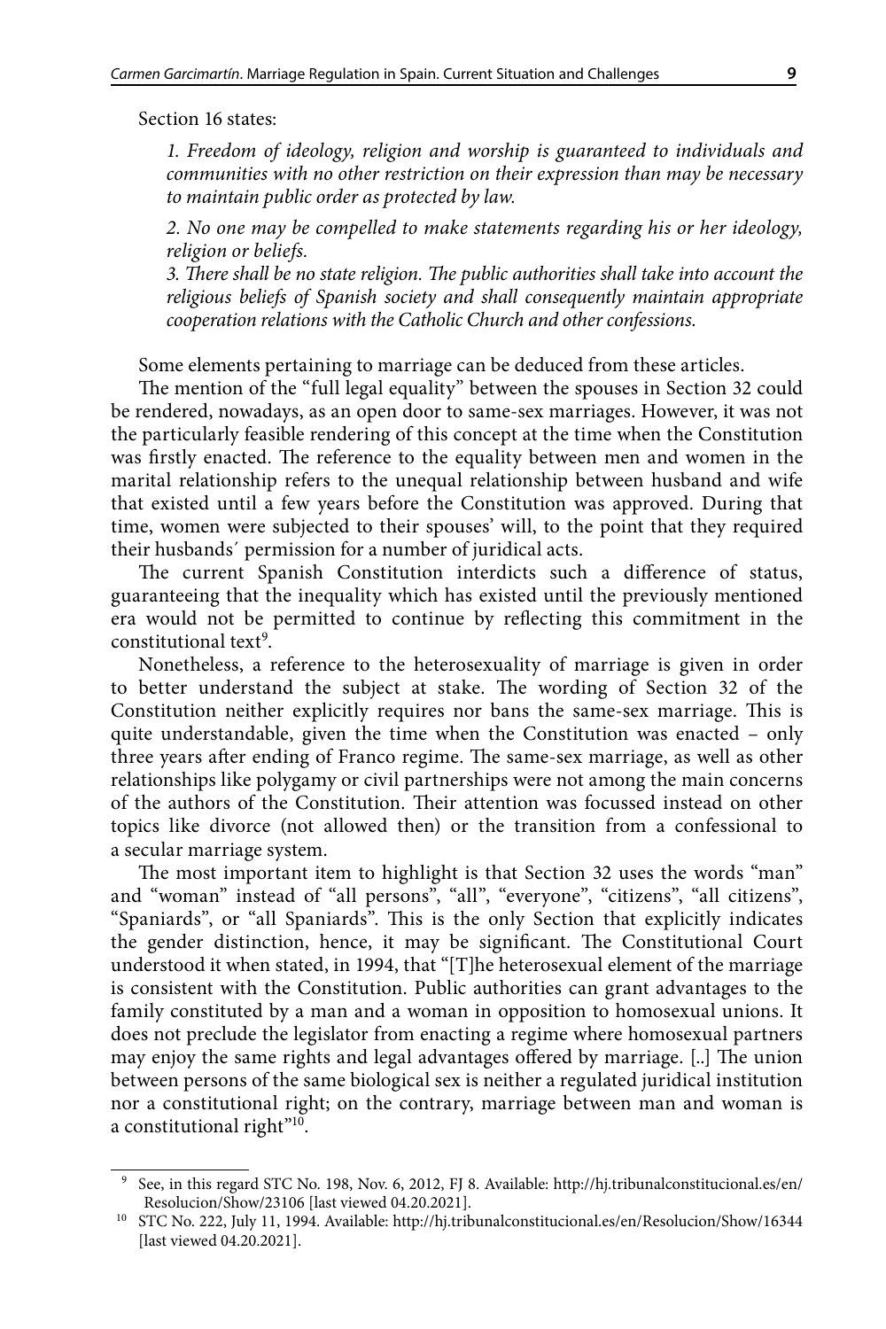Section 16 states:

*1. Freedom of ideology, religion and worship is guaranteed to individuals and communities with no other restriction on their expression than may be necessary to maintain public order as protected by law.*

*2. No one may be compelled to make statements regarding his or her ideology, religion or beliefs.*

*3. There shall be no state religion. The public authorities shall take into account the religious beliefs of Spanish society and shall consequently maintain appropriate cooperation relations with the Catholic Church and other confessions.*

Some elements pertaining to marriage can be deduced from these articles.

The mention of the "full legal equality" between the spouses in Section 32 could be rendered, nowadays, as an open door to same-sex marriages. However, it was not the particularly feasible rendering of this concept at the time when the Constitution was firstly enacted. The reference to the equality between men and women in the marital relationship refers to the unequal relationship between husband and wife that existed until a few years before the Constitution was approved. During that time, women were subjected to their spouses' will, to the point that they required their husbands´ permission for a number of juridical acts.

The current Spanish Constitution interdicts such a difference of status, guaranteeing that the inequality which has existed until the previously mentioned era would not be permitted to continue by reflecting this commitment in the constitutional text[9].

Nonetheless, a reference to the heterosexuality of marriage is given in order to better understand the subject at stake. The wording of Section 32 of the Constitution neither explicitly requires nor bans the same-sex marriage. This is quite understandable, given the time when the Constitution was enacted – only three years after ending of Franco regime. The same-sex marriage, as well as other relationships like polygamy or civil partnerships were not among the main concerns of the authors of the Constitution. Their attention was focussed instead on other topics like divorce (not allowed then) or the transition from a confessional to a secular marriage system.

The most important item to highlight is that Section 32 uses the words "man" and "woman" instead of "all persons", "all", "everyone", "citizens", "all citizens", "Spaniards", or "all Spaniards". This is the only Section that explicitly indicates the gender distinction, hence, it may be significant. The Constitutional Court understood it when stated, in 1994, that "[T]he heterosexual element of the marriage is consistent with the Constitution. Public authorities can grant advantages to the family constituted by a man and a woman in opposition to homosexual unions. It does not preclude the legislator from enacting a regime where homosexual partners may enjoy the same rights and legal advantages offered by marriage. [..] The union between persons of the same biological sex is neither a regulated juridical institution nor a constitutional right; on the contrary, marriage between man and woman is a constitutional right"[10].

---

[9] See, in this regard STC No. 198, Nov. 6, 2012, FJ 8. Available: http://hj.tribunalconstitucional.es/en/Resolucion/Show/23106 [last viewed 04.20.2021].

[10] STC No. 222, July 11, 1994. Available: http://hj.tribunalconstitucional.es/en/Resolucion/Show/16344 [last viewed 04.20.2021].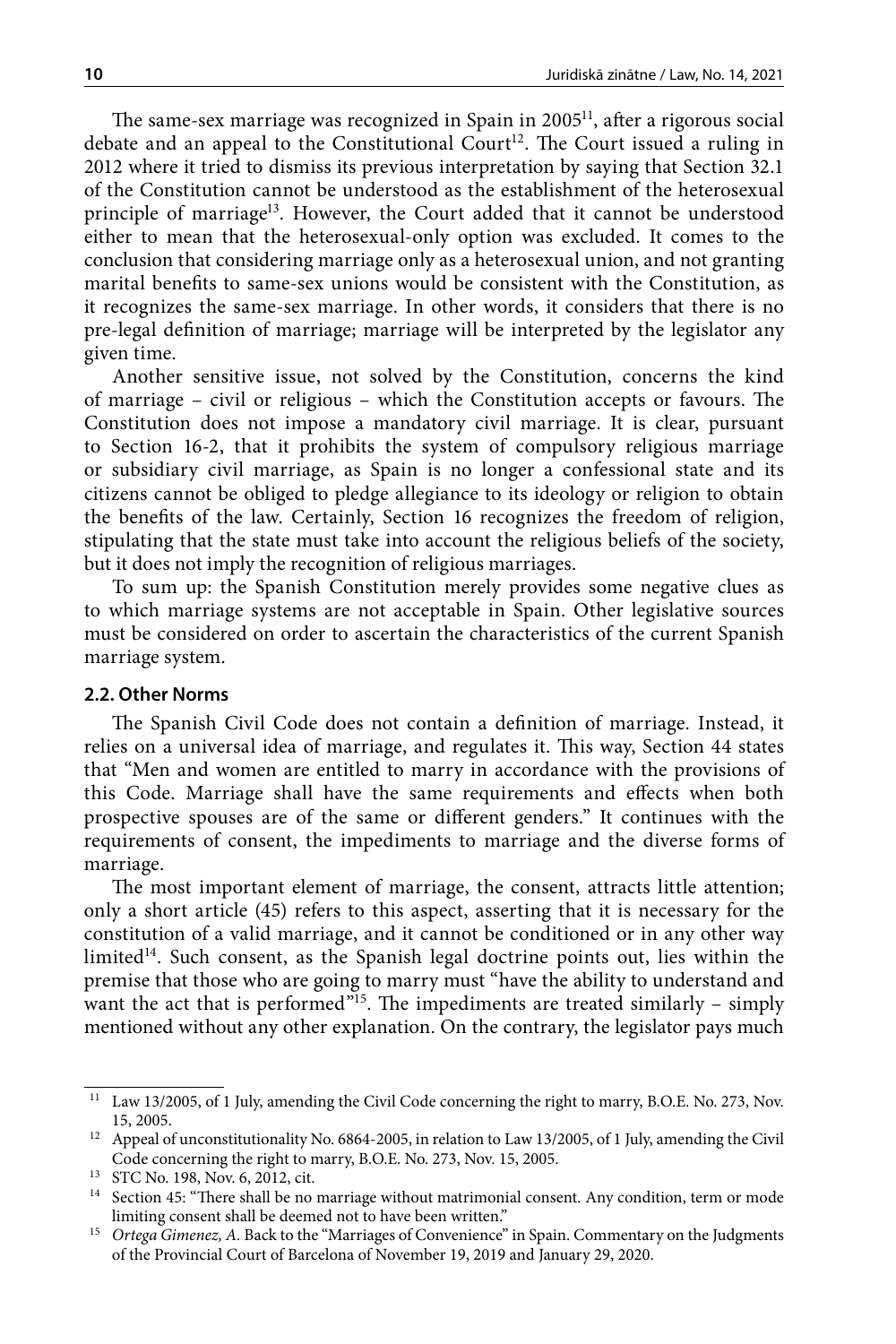The same-sex marriage was recognized in Spain in 2005[11], after a rigorous social debate and an appeal to the Constitutional Court[12]. The Court issued a ruling in 2012 where it tried to dismiss its previous interpretation by saying that Section 32.1 of the Constitution cannot be understood as the establishment of the heterosexual principle of marriage[13]. However, the Court added that it cannot be understood either to mean that the heterosexual-only option was excluded. It comes to the conclusion that considering marriage only as a heterosexual union, and not granting marital benefits to same-sex unions would be consistent with the Constitution, as it recognizes the same-sex marriage. In other words, it considers that there is no pre-legal definition of marriage; marriage will be interpreted by the legislator any given time.

Another sensitive issue, not solved by the Constitution, concerns the kind of marriage – civil or religious – which the Constitution accepts or favours. The Constitution does not impose a mandatory civil marriage. It is clear, pursuant to Section 16-2, that it prohibits the system of compulsory religious marriage or subsidiary civil marriage, as Spain is no longer a confessional state and its citizens cannot be obliged to pledge allegiance to its ideology or religion to obtain the benefits of the law. Certainly, Section 16 recognizes the freedom of religion, stipulating that the state must take into account the religious beliefs of the society, but it does not imply the recognition of religious marriages.

To sum up: the Spanish Constitution merely provides some negative clues as to which marriage systems are not acceptable in Spain. Other legislative sources must be considered on order to ascertain the characteristics of the current Spanish marriage system.

### 2.2. Other Norms

The Spanish Civil Code does not contain a definition of marriage. Instead, it relies on a universal idea of marriage, and regulates it. This way, Section 44 states that "Men and women are entitled to marry in accordance with the provisions of this Code. Marriage shall have the same requirements and effects when both prospective spouses are of the same or different genders." It continues with the requirements of consent, the impediments to marriage and the diverse forms of marriage.

The most important element of marriage, the consent, attracts little attention; only a short article (45) refers to this aspect, asserting that it is necessary for the constitution of a valid marriage, and it cannot be conditioned or in any other way limited[14]. Such consent, as the Spanish legal doctrine points out, lies within the premise that those who are going to marry must "have the ability to understand and want the act that is performed"[15]. The impediments are treated similarly – simply mentioned without any other explanation. On the contrary, the legislator pays much

---

[11] Law 13/2005, of 1 July, amending the Civil Code concerning the right to marry, B.O.E. No. 273, Nov. 15, 2005.

[12] Appeal of unconstitutionality No. 6864-2005, in relation to Law 13/2005, of 1 July, amending the Civil Code concerning the right to marry, B.O.E. No. 273, Nov. 15, 2005.

[13] STC No. 198, Nov. 6, 2012, cit.

[14] Section 45: "There shall be no marriage without matrimonial consent. Any condition, term or mode limiting consent shall be deemed not to have been written."

[15] *Ortega Gimenez, A.* Back to the "Marriages of Convenience" in Spain. Commentary on the Judgments of the Provincial Court of Barcelona of November 19, 2019 and January 29, 2020.